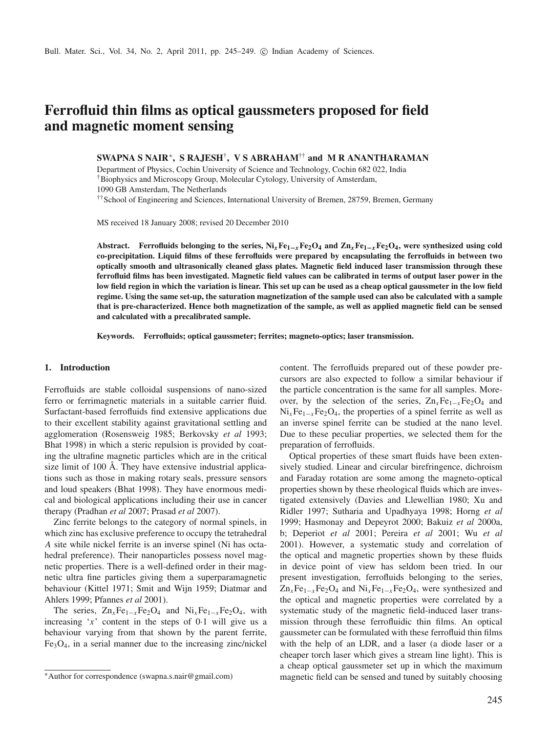# Ferrofluid thin films as optical gaussmeters proposed for field and magnetic moment sensing

**SWAPNA S NAIR[*], S RAJESH[†], V S ABRAHAM[††] and M R ANANTHARAMAN**

Department of Physics, Cochin University of Science and Technology, Cochin 682 022, India
[†]Biophysics and Microscopy Group, Molecular Cytology, University of Amsterdam, 1090 GB Amsterdam, The Netherlands
[††]School of Engineering and Sciences, International University of Bremen, 28759, Bremen, Germany

MS received 18 January 2008; revised 20 December 2010

**Abstract.** **Ferrofluids belonging to the series, $Ni_xFe_{1-x}Fe_2O_4$ and $Zn_xFe_{1-x}Fe_2O_4$, were synthesized using cold co-precipitation. Liquid films of these ferrofluids were prepared by encapsulating the ferrofluids in between two optically smooth and ultrasonically cleaned glass plates. Magnetic field induced laser transmission through these ferrofluid films has been investigated. Magnetic field values can be calibrated in terms of output laser power in the low field region in which the variation is linear. This set up can be used as a cheap optical gaussmeter in the low field regime. Using the same set-up, the saturation magnetization of the sample used can also be calculated with a sample that is pre-characterized. Hence both magnetization of the sample, as well as applied magnetic field can be sensed and calculated with a precalibrated sample.**

**Keywords.** **Ferrofluids; optical gaussmeter; ferrites; magneto-optics; laser transmission.**

## 1. Introduction

Ferrofluids are stable colloidal suspensions of nano-sized ferro or ferrimagnetic materials in a suitable carrier fluid. Surfactant-based ferrofluids find extensive applications due to their excellent stability against gravitational settling and agglomeration (Rosensweig 1985; Berkovsky *et al* 1993; Bhat 1998) in which a steric repulsion is provided by coating the ultrafine magnetic particles which are in the critical size limit of 100 Å. They have extensive industrial applications such as those in making rotary seals, pressure sensors and loud speakers (Bhat 1998). They have enormous medical and biological applications including their use in cancer therapy (Pradhan *et al* 2007; Prasad *et al* 2007).

Zinc ferrite belongs to the category of normal spinels, in which zinc has exclusive preference to occupy the tetrahedral *A* site while nickel ferrite is an inverse spinel (Ni has octahedral preference). Their nanoparticles possess novel magnetic properties. There is a well-defined order in their magnetic ultra fine particles giving them a superparamagnetic behaviour (Kittel 1971; Smit and Wijn 1959; Diatmar and Ahlers 1999; Pfannes *et al* 2001).

The series, $Zn_xFe_{1-x}Fe_2O_4$ and $Ni_xFe_{1-x}Fe_2O_4$, with increasing '*x*' content in the steps of 0·1 will give us a behaviour varying from that shown by the parent ferrite, $Fe_3O_4$, in a serial manner due to the increasing zinc/nickel content. The ferrofluids prepared out of these powder precursors are also expected to follow a similar behaviour if the particle concentration is the same for all samples. Moreover, by the selection of the series, $Zn_xFe_{1-x}Fe_2O_4$ and $Ni_xFe_{1-x}Fe_2O_4$, the properties of a spinel ferrite as well as an inverse spinel ferrite can be studied at the nano level. Due to these peculiar properties, we selected them for the preparation of ferrofluids.

Optical properties of these smart fluids have been extensively studied. Linear and circular birefringence, dichroism and Faraday rotation are some among the magneto-optical properties shown by these rheological fluids which are investigated extensively (Davies and Llewellian 1980; Xu and Ridler 1997; Sutharia and Upadhyaya 1998; Horng *et al* 1999; Hasmonay and Depeyrot 2000; Bakuiz *et al* 2000a, b; Deperiot *et al* 2001; Pereira *et al* 2001; Wu *et al* 2001). However, a systematic study and correlation of the optical and magnetic properties shown by these fluids in device point of view has seldom been tried. In our present investigation, ferrofluids belonging to the series, $Zn_xFe_{1-x}Fe_2O_4$ and $Ni_xFe_{1-x}Fe_2O_4$, were synthesized and the optical and magnetic properties were correlated by a systematic study of the magnetic field-induced laser transmission through these ferrofluidic thin films. An optical gaussmeter can be formulated with these ferrofluid thin films with the help of an LDR, and a laser (a diode laser or a cheaper torch laser which gives a stream line light). This is a cheap optical gaussmeter set up in which the maximum magnetic field can be sensed and tuned by suitably choosing

[*]Author for correspondence (swapna.s.nair@gmail.com)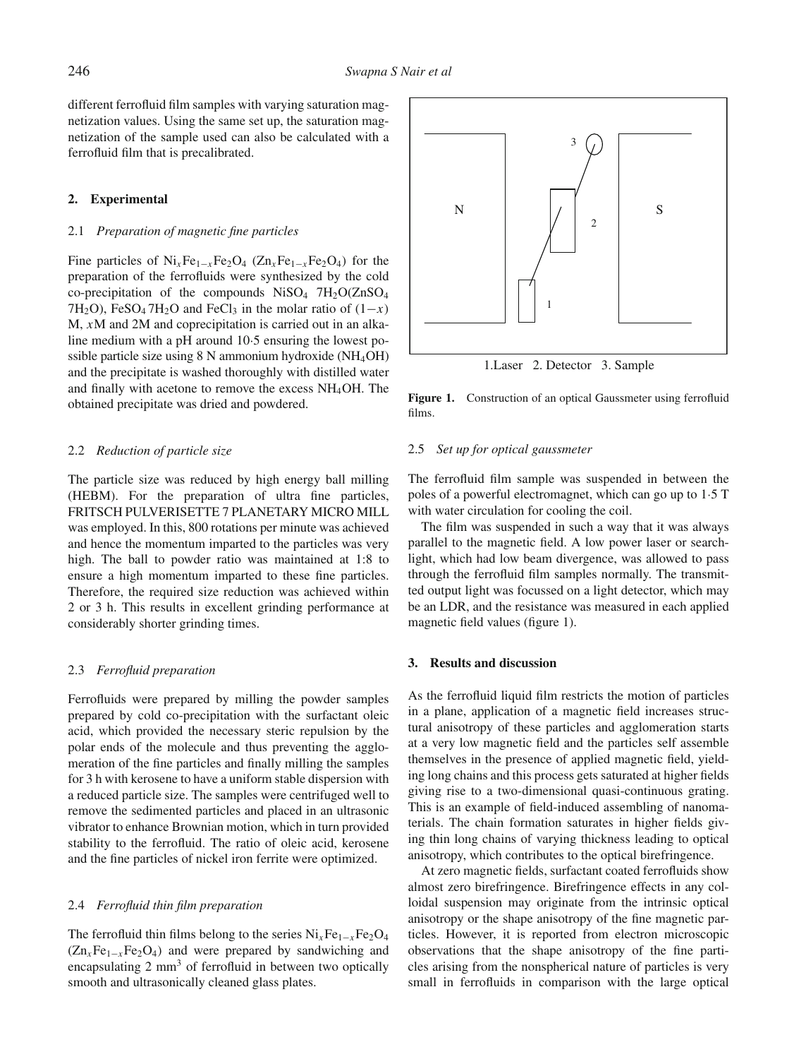different ferrofluid film samples with varying saturation magnetization values. Using the same set up, the saturation magnetization of the sample used can also be calculated with a ferrofluid film that is precalibrated.

## 2. Experimental

### 2.1 *Preparation of magnetic fine particles*

Fine particles of $Ni_xFe_{1-x}Fe_2O_4$ ($Zn_xFe_{1-x}Fe_2O_4$) for the preparation of the ferrofluids were synthesized by the cold co-precipitation of the compounds $NiSO_4\ 7H_2O$($ZnSO_4\ 7H_2O$), $FeSO_4\,7H_2O$ and $FeCl_3$ in the molar ratio of $(1-x)$ M, $x$M and 2M and coprecipitation is carried out in an alkaline medium with a pH around 10·5 ensuring the lowest possible particle size using 8 N ammonium hydroxide ($NH_4OH$) and the precipitate is washed thoroughly with distilled water and finally with acetone to remove the excess $NH_4OH$. The obtained precipitate was dried and powdered.

### 2.2 *Reduction of particle size*

The particle size was reduced by high energy ball milling (HEBM). For the preparation of ultra fine particles, FRITSCH PULVERISETTE 7 PLANETARY MICRO MILL was employed. In this, 800 rotations per minute was achieved and hence the momentum imparted to the particles was very high. The ball to powder ratio was maintained at 1:8 to ensure a high momentum imparted to these fine particles. Therefore, the required size reduction was achieved within 2 or 3 h. This results in excellent grinding performance at considerably shorter grinding times.

### 2.3 *Ferrofluid preparation*

Ferrofluids were prepared by milling the powder samples prepared by cold co-precipitation with the surfactant oleic acid, which provided the necessary steric repulsion by the polar ends of the molecule and thus preventing the agglomeration of the fine particles and finally milling the samples for 3 h with kerosene to have a uniform stable dispersion with a reduced particle size. The samples were centrifuged well to remove the sedimented particles and placed in an ultrasonic vibrator to enhance Brownian motion, which in turn provided stability to the ferrofluid. The ratio of oleic acid, kerosene and the fine particles of nickel iron ferrite were optimized.

### 2.4 *Ferrofluid thin film preparation*

The ferrofluid thin films belong to the series $Ni_xFe_{1-x}Fe_2O_4$ ($Zn_xFe_{1-x}Fe_2O_4$) and were prepared by sandwiching and encapsulating 2 $mm^3$ of ferrofluid in between two optically smooth and ultrasonically cleaned glass plates.

1.Laser 2. Detector 3. Sample

**Figure 1.** Construction of an optical Gaussmeter using ferrofluid films.

### 2.5 *Set up for optical gaussmeter*

The ferrofluid film sample was suspended in between the poles of a powerful electromagnet, which can go up to 1·5 T with water circulation for cooling the coil.

The film was suspended in such a way that it was always parallel to the magnetic field. A low power laser or searchlight, which had low beam divergence, was allowed to pass through the ferrofluid film samples normally. The transmitted output light was focussed on a light detector, which may be an LDR, and the resistance was measured in each applied magnetic field values (figure 1).

## 3. Results and discussion

As the ferrofluid liquid film restricts the motion of particles in a plane, application of a magnetic field increases structural anisotropy of these particles and agglomeration starts at a very low magnetic field and the particles self assemble themselves in the presence of applied magnetic field, yielding long chains and this process gets saturated at higher fields giving rise to a two-dimensional quasi-continuous grating. This is an example of field-induced assembling of nanomaterials. The chain formation saturates in higher fields giving thin long chains of varying thickness leading to optical anisotropy, which contributes to the optical birefringence.

At zero magnetic fields, surfactant coated ferrofluids show almost zero birefringence. Birefringence effects in any colloidal suspension may originate from the intrinsic optical anisotropy or the shape anisotropy of the fine magnetic particles. However, it is reported from electron microscopic observations that the shape anisotropy of the fine particles arising from the nonspherical nature of particles is very small in ferrofluids in comparison with the large optical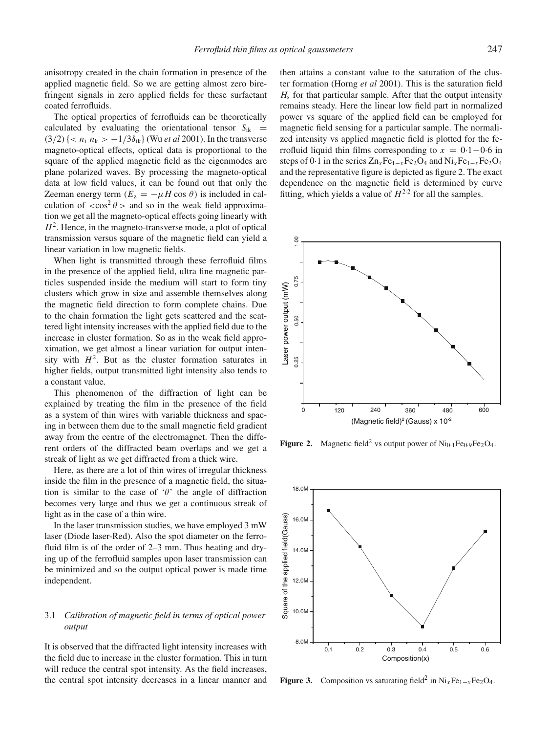anisotropy created in the chain formation in presence of the applied magnetic field. So we are getting almost zero birefringent signals in zero applied fields for these surfactant coated ferrofluids.

The optical properties of ferrofluids can be theoretically calculated by evaluating the orientational tensor $S_{ik} = (3/2)\{< n_i\, n_k > -1/3\delta_{ik}\}$ (Wu *et al* 2001). In the transverse magneto-optical effects, optical data is proportional to the square of the applied magnetic field as the eigenmodes are plane polarized waves. By processing the magneto-optical data at low field values, it can be found out that only the Zeeman energy term ($E_z = -\mu H \cos\theta$) is included in calculation of $<\cos^2\theta>$ and so in the weak field approximation we get all the magneto-optical effects going linearly with $H^2$. Hence, in the magneto-transverse mode, a plot of optical transmission versus square of the magnetic field can yield a linear variation in low magnetic fields.

When light is transmitted through these ferrofluid films in the presence of the applied field, ultra fine magnetic particles suspended inside the medium will start to form tiny clusters which grow in size and assemble themselves along the magnetic field direction to form complete chains. Due to the chain formation the light gets scattered and the scattered light intensity increases with the applied field due to the increase in cluster formation. So as in the weak field approximation, we get almost a linear variation for output intensity with $H^2$. But as the cluster formation saturates in higher fields, output transmitted light intensity also tends to a constant value.

This phenomenon of the diffraction of light can be explained by treating the film in the presence of the field as a system of thin wires with variable thickness and spacing in between them due to the small magnetic field gradient away from the centre of the electromagnet. Then the different orders of the diffracted beam overlaps and we get a streak of light as we get diffracted from a thick wire.

Here, as there are a lot of thin wires of irregular thickness inside the film in the presence of a magnetic field, the situation is similar to the case of '$\theta$' the angle of diffraction becomes very large and thus we get a continuous streak of light as in the case of a thin wire.

In the laser transmission studies, we have employed 3 mW laser (Diode laser-Red). Also the spot diameter on the ferrofluid film is of the order of 2–3 mm. Thus heating and drying up of the ferrofluid samples upon laser transmission can be minimized and so the output optical power is made time independent.

### 3.1 *Calibration of magnetic field in terms of optical power output*

It is observed that the diffracted light intensity increases with the field due to increase in the cluster formation. This in turn will reduce the central spot intensity. As the field increases, the central spot intensity decreases in a linear manner and then attains a constant value to the saturation of the cluster formation (Horng *et al* 2001). This is the saturation field $H_s$ for that particular sample. After that the output intensity remains steady. Here the linear low field part in normalized power vs square of the applied field can be employed for magnetic field sensing for a particular sample. The normalized intensity vs applied magnetic field is plotted for the ferrofluid liquid thin films corresponding to $x = 0{\cdot}1 - 0{\cdot}6$ in steps of 0·1 in the series $Zn_xFe_{1-x}Fe_2O_4$ and $Ni_xFe_{1-x}Fe_2O_4$ and the representative figure is depicted as figure 2. The exact dependence on the magnetic field is determined by curve fitting, which yields a value of $H^{2{\cdot}2}$ for all the samples.

**Figure 2.** Magnetic field$^2$ vs output power of $Ni_{0{\cdot}1}Fe_{0{\cdot}9}Fe_2O_4$.

**Figure 3.** Composition vs saturating field$^2$ in $Ni_xFe_{1-x}Fe_2O_4$.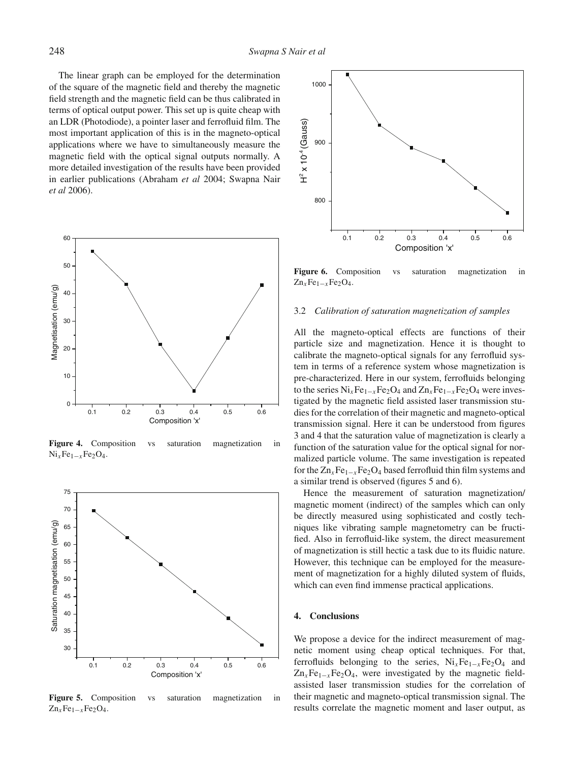The linear graph can be employed for the determination of the square of the magnetic field and thereby the magnetic field strength and the magnetic field can be thus calibrated in terms of optical output power. This set up is quite cheap with an LDR (Photodiode), a pointer laser and ferrofluid film. The most important application of this is in the magneto-optical applications where we have to simultaneously measure the magnetic field with the optical signal outputs normally. A more detailed investigation of the results have been provided in earlier publications (Abraham *et al* 2004; Swapna Nair *et al* 2006).

**Figure 4.** Composition vs saturation magnetization in $Ni_xFe_{1-x}Fe_2O_4$.

**Figure 5.** Composition vs saturation magnetization in $Zn_xFe_{1-x}Fe_2O_4$.

**Figure 6.** Composition vs saturation magnetization in $Zn_xFe_{1-x}Fe_2O_4$.

### 3.2 *Calibration of saturation magnetization of samples*

All the magneto-optical effects are functions of their particle size and magnetization. Hence it is thought to calibrate the magneto-optical signals for any ferrofluid system in terms of a reference system whose magnetization is pre-characterized. Here in our system, ferrofluids belonging to the series $Ni_xFe_{1-x}Fe_2O_4$ and $Zn_xFe_{1-x}Fe_2O_4$ were investigated by the magnetic field assisted laser transmission studies for the correlation of their magnetic and magneto-optical transmission signal. Here it can be understood from figures 3 and 4 that the saturation value of magnetization is clearly a function of the saturation value for the optical signal for normalized particle volume. The same investigation is repeated for the $Zn_xFe_{1-x}Fe_2O_4$ based ferrofluid thin film systems and a similar trend is observed (figures 5 and 6).

Hence the measurement of saturation magnetization/magnetic moment (indirect) of the samples which can only be directly measured using sophisticated and costly techniques like vibrating sample magnetometry can be fructified. Also in ferrofluid-like system, the direct measurement of magnetization is still hectic a task due to its fluidic nature. However, this technique can be employed for the measurement of magnetization for a highly diluted system of fluids, which can even find immense practical applications.

## 4. Conclusions

We propose a device for the indirect measurement of magnetic moment using cheap optical techniques. For that, ferrofluids belonging to the series, $Ni_xFe_{1-x}Fe_2O_4$ and $Zn_xFe_{1-x}Fe_2O_4$, were investigated by the magnetic field-assisted laser transmission studies for the correlation of their magnetic and magneto-optical transmission signal. The results correlate the magnetic moment and laser output, as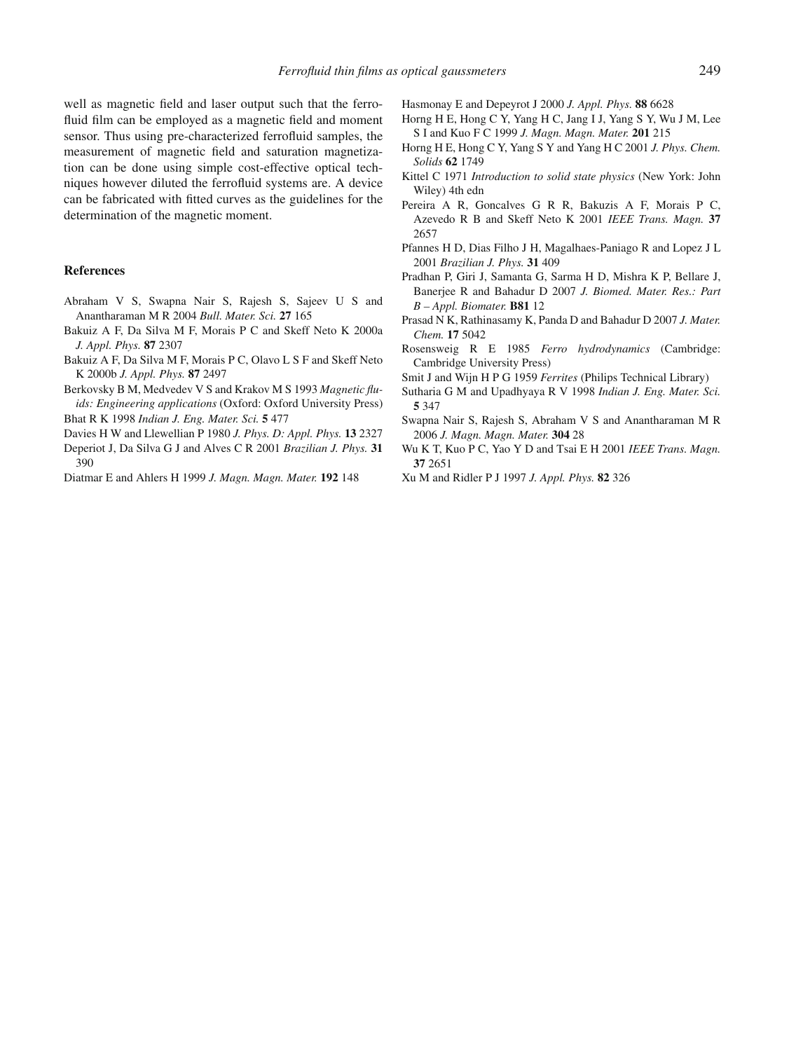well as magnetic field and laser output such that the ferrofluid film can be employed as a magnetic field and moment sensor. Thus using pre-characterized ferrofluid samples, the measurement of magnetic field and saturation magnetization can be done using simple cost-effective optical techniques however diluted the ferrofluid systems are. A device can be fabricated with fitted curves as the guidelines for the determination of the magnetic moment.

## References

Abraham V S, Swapna Nair S, Rajesh S, Sajeev U S and Anantharaman M R 2004 *Bull. Mater. Sci.* **27** 165

Bakuiz A F, Da Silva M F, Morais P C and Skeff Neto K 2000a *J. Appl. Phys.* **87** 2307

Bakuiz A F, Da Silva M F, Morais P C, Olavo L S F and Skeff Neto K 2000b *J. Appl. Phys.* **87** 2497

Berkovsky B M, Medvedev V S and Krakov M S 1993 *Magnetic fluids: Engineering applications* (Oxford: Oxford University Press)

Bhat R K 1998 *Indian J. Eng. Mater. Sci.* **5** 477

Davies H W and Llewellian P 1980 *J. Phys. D: Appl. Phys.* **13** 2327

Deperiot J, Da Silva G J and Alves C R 2001 *Brazilian J. Phys.* **31** 390

Diatmar E and Ahlers H 1999 *J. Magn. Magn. Mater.* **192** 148

Hasmonay E and Depeyrot J 2000 *J. Appl. Phys.* **88** 6628

Horng H E, Hong C Y, Yang H C, Jang I J, Yang S Y, Wu J M, Lee S I and Kuo F C 1999 *J. Magn. Magn. Mater.* **201** 215

Horng H E, Hong C Y, Yang S Y and Yang H C 2001 *J. Phys. Chem. Solids* **62** 1749

Kittel C 1971 *Introduction to solid state physics* (New York: John Wiley) 4th edn

Pereira A R, Goncalves G R R, Bakuzis A F, Morais P C, Azevedo R B and Skeff Neto K 2001 *IEEE Trans. Magn.* **37** 2657

Pfannes H D, Dias Filho J H, Magalhaes-Paniago R and Lopez J L 2001 *Brazilian J. Phys.* **31** 409

Pradhan P, Giri J, Samanta G, Sarma H D, Mishra K P, Bellare J, Banerjee R and Bahadur D 2007 *J. Biomed. Mater. Res.: Part B – Appl. Biomater.* **B81** 12

Prasad N K, Rathinasamy K, Panda D and Bahadur D 2007 *J. Mater. Chem.* **17** 5042

Rosensweig R E 1985 *Ferro hydrodynamics* (Cambridge: Cambridge University Press)

Smit J and Wijn H P G 1959 *Ferrites* (Philips Technical Library)

Sutharia G M and Upadhyaya R V 1998 *Indian J. Eng. Mater. Sci.* **5** 347

Swapna Nair S, Rajesh S, Abraham V S and Anantharaman M R 2006 *J. Magn. Magn. Mater.* **304** 28

Wu K T, Kuo P C, Yao Y D and Tsai E H 2001 *IEEE Trans. Magn.* **37** 2651

Xu M and Ridler P J 1997 *J. Appl. Phys.* **82** 326